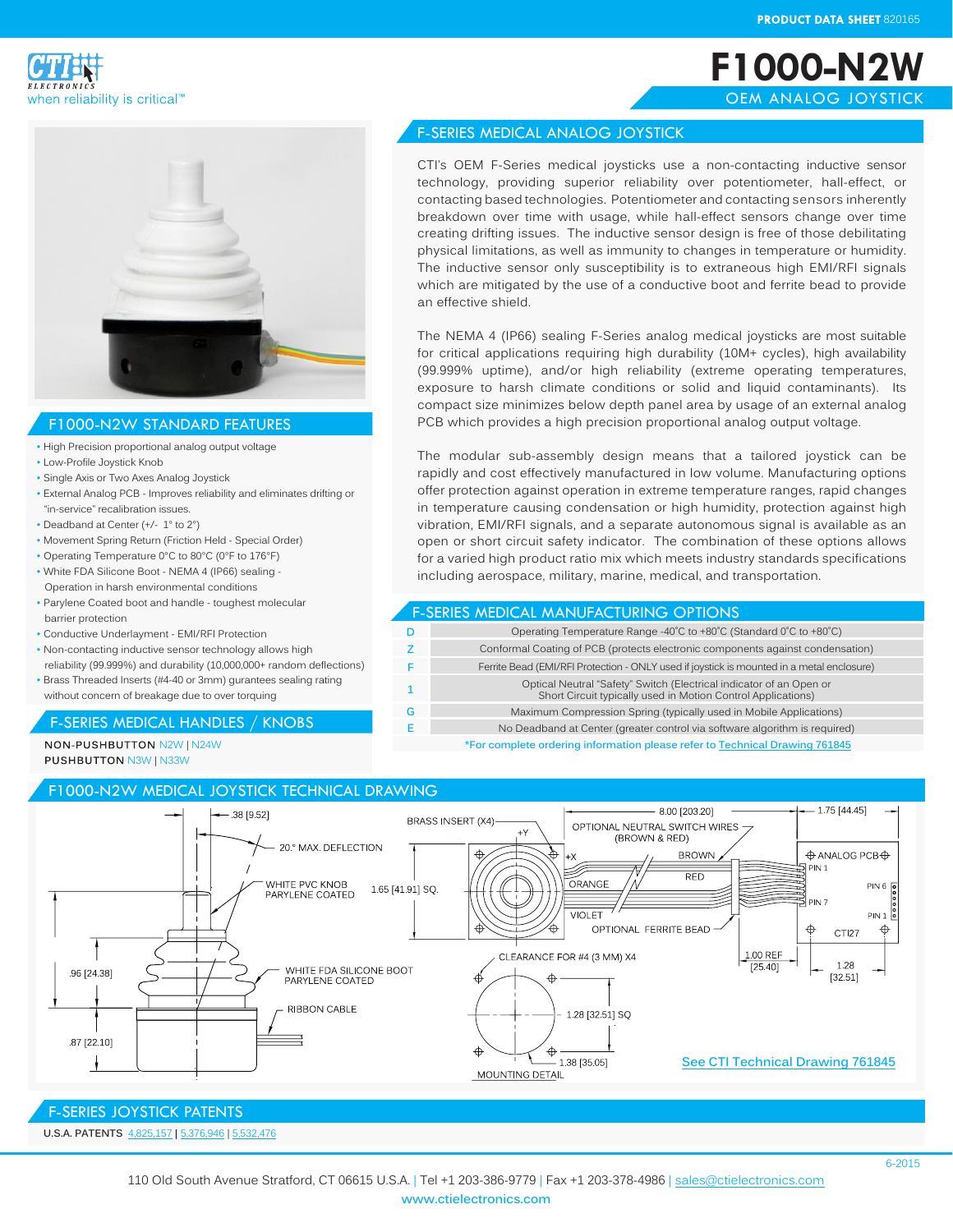PRODUCT DATA SHEET 820165

CTI ELECTRONICS
when reliability is critical™

# F1000-N2W

OEM ANALOG JOYSTICK

## F-SERIES MEDICAL ANALOG JOYSTICK

CTI's OEM F-Series medical joysticks use a non-contacting inductive sensor technology, providing superior reliability over potentiometer, hall-effect, or contacting based technologies. Potentiometer and contacting sensors inherently breakdown over time with usage, while hall-effect sensors change over time creating drifting issues. The inductive sensor design is free of those debilitating physical limitations, as well as immunity to changes in temperature or humidity. The inductive sensor only susceptibility is to extraneous high EMI/RFI signals which are mitigated by the use of a conductive boot and ferrite bead to provide an effective shield.

The NEMA 4 (IP66) sealing F-Series analog medical joysticks are most suitable for critical applications requiring high durability (10M+ cycles), high availability (99.999% uptime), and/or high reliability (extreme operating temperatures, exposure to harsh climate conditions or solid and liquid contaminants). Its compact size minimizes below depth panel area by usage of an external analog PCB which provides a high precision proportional analog output voltage.

The modular sub-assembly design means that a tailored joystick can be rapidly and cost effectively manufactured in low volume. Manufacturing options offer protection against operation in extreme temperature ranges, rapid changes in temperature causing condensation or high humidity, protection against high vibration, EMI/RFI signals, and a separate autonomous signal is available as an open or short circuit safety indicator. The combination of these options allows for a varied high product ratio mix which meets industry standards specifications including aerospace, military, marine, medical, and transportation.

## F1000-N2W STANDARD FEATURES

- High Precision proportional analog output voltage
- Low-Profile Joystick Knob
- Single Axis or Two Axes Analog Joystick
- External Analog PCB - Improves reliability and eliminates drifting or "in-service" recalibration issues.
- Deadband at Center (+/- 1° to 2°)
- Movement Spring Return (Friction Held - Special Order)
- Operating Temperature 0°C to 80°C (0°F to 176°F)
- White FDA Silicone Boot - NEMA 4 (IP66) sealing - Operation in harsh environmental conditions
- Parylene Coated boot and handle - toughest molecular barrier protection
- Conductive Underlayment - EMI/RFI Protection
- Non-contacting inductive sensor technology allows high reliability (99.999%) and durability (10,000,000+ random deflections)
- Brass Threaded Inserts (#4-40 or 3mm) gurantees sealing rating without concern of breakage due to over torquing

## F-SERIES MEDICAL MANUFACTURING OPTIONS

| Code | Option |
|---|---|
| D | Operating Temperature Range -40˚C to +80˚C (Standard 0˚C to +80˚C) |
| Z | Conformal Coating of PCB (protects electronic components against condensation) |
| F | Ferrite Bead (EMI/RFI Protection - ONLY used if joystick is mounted in a metal enclosure) |
| 1 | Optical Neutral "Safety" Switch (Electrical indicator of an Open or Short Circuit typically used in Motion Control Applications) |
| G | Maximum Compression Spring (typically used in Mobile Applications) |
| E | No Deadband at Center (greater control via software algorithm is required) |

*For complete ordering information please refer to Technical Drawing 761845

## F-SERIES MEDICAL HANDLES / KNOBS

**NON-PUSHBUTTON** N2W | N24W
**PUSHBUTTON** N3W | N33W

## F1000-N2W MEDICAL JOYSTICK TECHNICAL DRAWING

.38 [9.52]; 20.° MAX. DEFLECTION; WHITE PVC KNOB PARYLENE COATED; .96 [24.38]; WHITE FDA SILICONE BOOT PARYLENE COATED; RIBBON CABLE; .87 [22.10]; BRASS INSERT (X4); +Y; +X; 1.65 [41.91] SQ.; 8.00 [203.20]; OPTIONAL NEUTRAL SWITCH WIRES (BROWN & RED); BROWN; RED; ORANGE; VIOLET; OPTIONAL FERRITE BEAD; 1.75 [44.45]; ANALOG PCB; PIN 1; PIN 6; PIN 7; PIN 1; CTI27; 1.00 REF [25.40]; 1.28 [32.51]; CLEARANCE FOR #4 (3 MM) X4; 1.28 [32.51] SQ; 1.38 [35.05]; MOUNTING DETAIL

See CTI Technical Drawing 761845

## F-SERIES JOYSTICK PATENTS

**U.S.A. PATENTS** 4,825,157 | 5,376,946 | 5,532,476

6-2015

110 Old South Avenue Stratford, CT 06615 U.S.A. | Tel +1 203-386-9779 | Fax +1 203-378-4986 | sales@ctielectronics.com
www.ctielectronics.com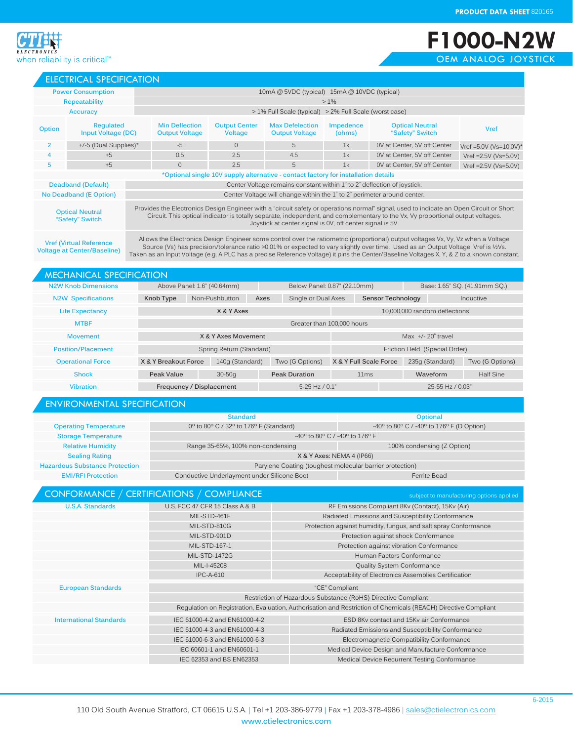PRODUCT DATA SHEET 820165

CTI ELECTRONICS
when reliability is critical™

# F1000-N2W

OEM ANALOG JOYSTICK

## ELECTRICAL SPECIFICATION

| | |
|---|---|
| Power Consumption | 10mA @ 5VDC (typical) 15mA @ 10VDC (typical) |
| Repeatability | > 1% |
| Accuracy | > 1% Full Scale (typical) > 2% Full Scale (worst case) |

| Option | Regulated Input Voltage (DC) | Min Deflection Output Voltage | Output Center Voltage | Max Defelection Output Voltage | Impedence (ohms) | Optical Neutral "Safety" Switch | Vref |
|---|---|---|---|---|---|---|---|
| 2 | +/-5 (Dual Supplies)* | -5 | 0 | 5 | 1k | 0V at Center, 5V off Center | Vref =5.0V (Vs=10.0V)* |
| 4 | +5 | 0.5 | 2.5 | 4.5 | 1k | 0V at Center, 5V off Center | Vref =2.5V (Vs=5.0V) |
| 5 | +5 | 0 | 2.5 | 5 | 1k | 0V at Center, 5V off Center | Vref =2.5V (Vs=5.0V) |

*Optional single 10V supply alternative - contact factory for installation details

| | |
|---|---|
| Deadband (Default) | Center Voltage remains constant within 1° to 2° deflection of joystick. |
| No Deadband (E Option) | Center Voltage will change within the 1° to 2° perimeter around center. |
| Optical Neutral "Safety" Switch | Provides the Electronics Design Engineer with a "circuit safety or operations normal" signal, used to indicate an Open Circuit or Short Circuit. This optical indicator is totally separate, independent, and complementary to the Vx, Vy proportional output voltages. Joystick at center signal is 0V, off center signal is 5V. |
| Vref (Virtual Reference Voltage at Center/Baseline) | Allows the Electronics Design Engineer some control over the ratiometric (proportional) output voltages Vx, Vy, Vz when a Voltage Source (Vs) has precision/tolerance ratio >0.01% or expected to vary slightly over time. Used as an Output Voltage, Vref is ½Vs. Taken as an Input Voltage (e.g. A PLC has a precise Reference Voltage) it pins the Center/Baseline Voltages X, Y, & Z to a known constant. |

## MECHANICAL SPECIFICATION

| | | | | | | |
|---|---|---|---|---|---|---|
| N2W Knob Dimensions | Above Panel: 1.6" (40.64mm) | | Below Panel: 0.87" (22.10mm) | | Base: 1.65" SQ. (41.91mm SQ.) | |
| N2W Specifications | Knob Type | Non-Pushbutton | Axes | Single or Dual Axes | Sensor Technology | Inductive |
| Life Expectancy | X & Y Axes | | | 10,000,000 random deflections | | |
| MTBF | Greater than 100,000 hours | | | | | |
| Movement | X & Y Axes Movement | | | Max +/- 20° travel | | |
| Position/Placement | Spring Return (Standard) | | | Friction Held (Special Order) | | |
| Operational Force | X & Y Breakout Force | 140g (Standard) | Two (G Options) | X & Y Full Scale Force | 235g (Standard) | Two (G Options) |
| Shock | Peak Value | 30-50g | Peak Duration | 11ms | Waveform | Half Sine |
| Vibration | Frequency / Displacement | | 5-25 Hz / 0.1" | | 25-55 Hz / 0.03" | |

## ENVIRONMENTAL SPECIFICATION

| | Standard | Optional |
|---|---|---|
| Operating Temperature | 0° to 80° C / 32° to 176° F (Standard) | -40° to 80° C / -40° to 176° F (D Option) |
| Storage Temperature | -40° to 80° C / -40° to 176° F | |
| Relative Humidity | Range 35-65%, 100% non-condensing | 100% condensing (Z Option) |
| Sealing Rating | X & Y Axes: NEMA 4 (IP66) | |
| Hazardous Substance Protection | Parylene Coating (toughest molecular barrier protection) | |
| EMI/RFI Protection | Conductive Underlayment under Silicone Boot | Ferrite Bead |

## CONFORMANCE / CERTIFICATIONS / COMPLIANCE

subject to manufacturing options applied

| | | |
|---|---|---|
| U.S.A. Standards | U.S. FCC 47 CFR 15 Class A & B | RF Emissions Compliant 8Kv (Contact), 15Kv (Air) |
| | MIL-STD-461F | Radiated Emissions and Susceptibility Conformance |
| | MIL-STD-810G | Protection against humidity, fungus, and salt spray Conformance |
| | MIL-STD-901D | Protection against shock Conformance |
| | MIL-STD-167-1 | Protection against vibration Conformance |
| | MIL-STD-1472G | Human Factors Conformance |
| | MIL-I-45208 | Quality System Conformance |
| | IPC-A-610 | Acceptability of Electronics Assemblies Certification |
| European Standards | "CE" Compliant | |
| | Restriction of Hazardous Substance (RoHS) Directive Compliant | |
| | Regulation on Registration, Evaluation, Authorisation and Restriction of Chemicals (REACH) Directive Compliant | |
| International Standards | IEC 61000-4-2 and EN61000-4-2 | ESD 8Kv contact and 15Kv air Conformance |
| | IEC 61000-4-3 and EN61000-4-3 | Radiated Emissions and Susceptibility Conformance |
| | IEC 61000-6-3 and EN61000-6-3 | Electromagnetic Compatibility Conformance |
| | IEC 60601-1 and EN60601-1 | Medical Device Design and Manufacture Conformance |
| | IEC 62353 and BS EN62353 | Medical Device Recurrent Testing Conformance |

6-2015

110 Old South Avenue Stratford, CT 06615 U.S.A. | Tel +1 203-386-9779 | Fax +1 203-378-4986 | sales@ctielectronics.com

www.ctielectronics.com